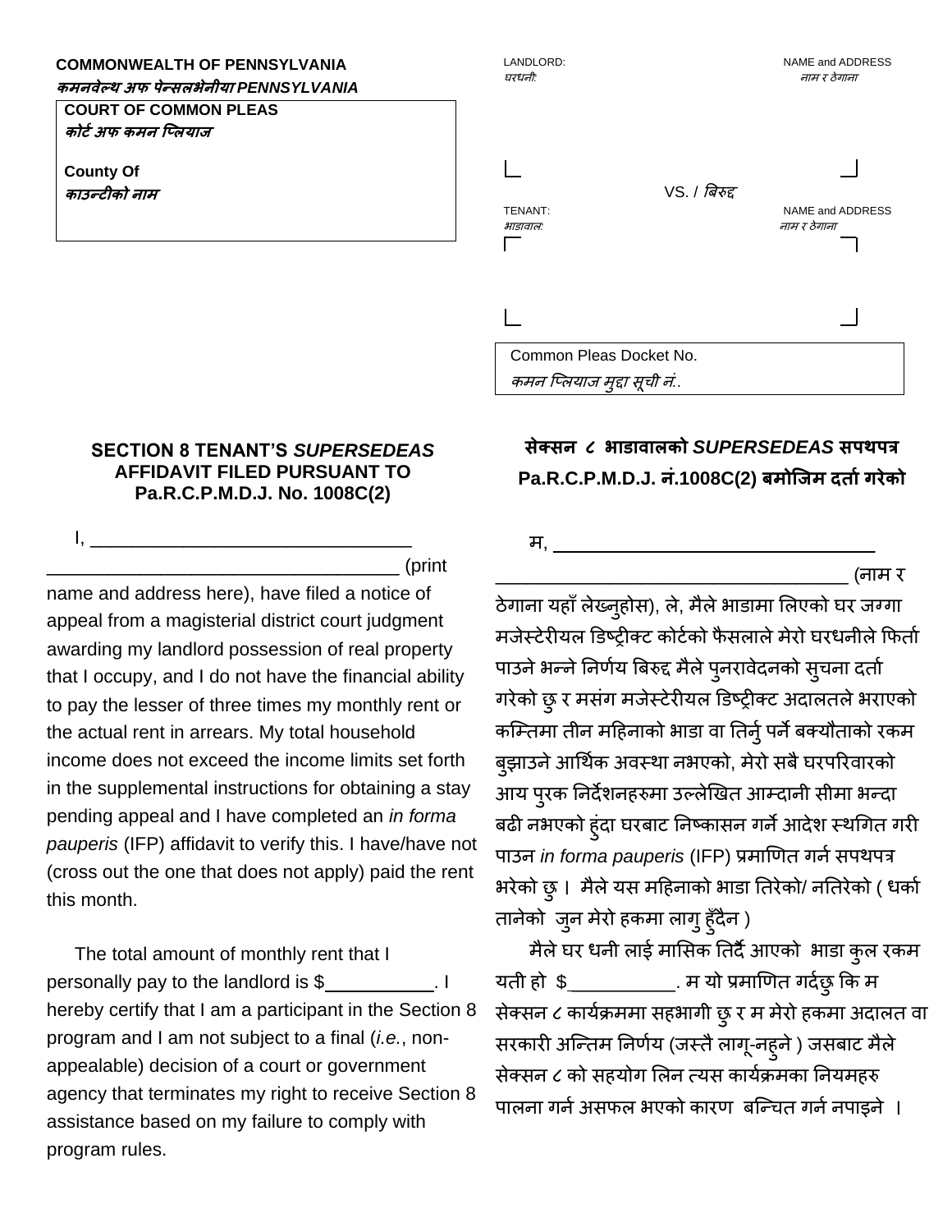**COMMONWEALTH OF PENNSYLVANIA**
***कमनवेल्थ अफ पेन्सलभेनीया PENNSYLVANIA***

**COURT OF COMMON PLEAS**
***कोर्ट अफ कमन प्लियाज***

**County Of**
***काउन्टीको नाम***

LANDLORD: NAME and ADDRESS
*घरधनी: नाम र ठेगाना*

VS. / *बिरुद्द*

TENANT: NAME and ADDRESS
*भाडावाल: नाम र ठेगाना*

Common Pleas Docket No.
*कमन प्लियाज मुद्दा सूची नं.*.

## SECTION 8 TENANT'S *SUPERSEDEAS* AFFIDAVIT FILED PURSUANT TO Pa.R.C.P.M.D.J. No. 1008C(2)

I, ________________________________ ___________________________________ (print name and address here), have filed a notice of appeal from a magisterial district court judgment awarding my landlord possession of real property that I occupy, and I do not have the financial ability to pay the lesser of three times my monthly rent or the actual rent in arrears. My total household income does not exceed the income limits set forth in the supplemental instructions for obtaining a stay pending appeal and I have completed an *in forma pauperis* (IFP) affidavit to verify this. I have/have not (cross out the one that does not apply) paid the rent this month.

The total amount of monthly rent that I personally pay to the landlord is $__________. I hereby certify that I am a participant in the Section 8 program and I am not subject to a final (*i.e.*, non-appealable) decision of a court or government agency that terminates my right to receive Section 8 assistance based on my failure to comply with program rules.

## सेक्सन ८ भाडावालको *SUPERSEDEAS* सपथपत्र Pa.R.C.P.M.D.J. नं.1008C(2) बमोजिम दर्ता गरेको

म, ________________________________ ___________________________________ (नाम र ठेगाना यहाँ लेख्नुहोस), ले, मैले भाडामा लिएको घर जग्गा मजेस्टेरीयल डिष्ट्रीक्ट कोर्टको फैसलाले मेरो घरधनीले फिर्ता पाउने भन्ने निर्णय बिरुद्द मैले पुनरावेदनको सुचना दर्ता गरेको छु र मसंग मजेस्टेरीयल डिष्ट्रीक्ट अदालतले भराएको कम्तिमा तीन महिनाको भाडा वा तिर्नु पर्ने बक्यौताको रकम बुझाउने आर्थिक अवस्था नभएको, मेरो सबै घरपरिवारको आय पुरक निर्देशनहरुमा उल्लेखित आम्दानी सीमा भन्दा बढी नभएको हुंदा घरबाट निष्कासन गर्ने आदेश स्थगित गरी पाउन *in forma pauperis* (IFP) प्रमाणित गर्न सपथपत्र भरेको छु । मैले यस महिनाको भाडा तिरेको/ नतिरेको ( धर्का तानेको जुन मेरो हकमा लागु हुँदैन )

मैले घर धनी लाई मासिक तिर्दै आएको भाडा कुल रकम यती हो $__________. म यो प्रमाणित गर्दछु कि म सेक्सन ८ कार्यक्रममा सहभागी छु र म मेरो हकमा अदालत वा सरकारी अन्तिम निर्णय (जस्तै लागू-नहुने ) जसबाट मैले सेक्सन ८ को सहयोग लिन त्यस कार्यक्रमका नियमहरु पालना गर्न असफल भएको कारण बन्चित गर्न नपाइने ।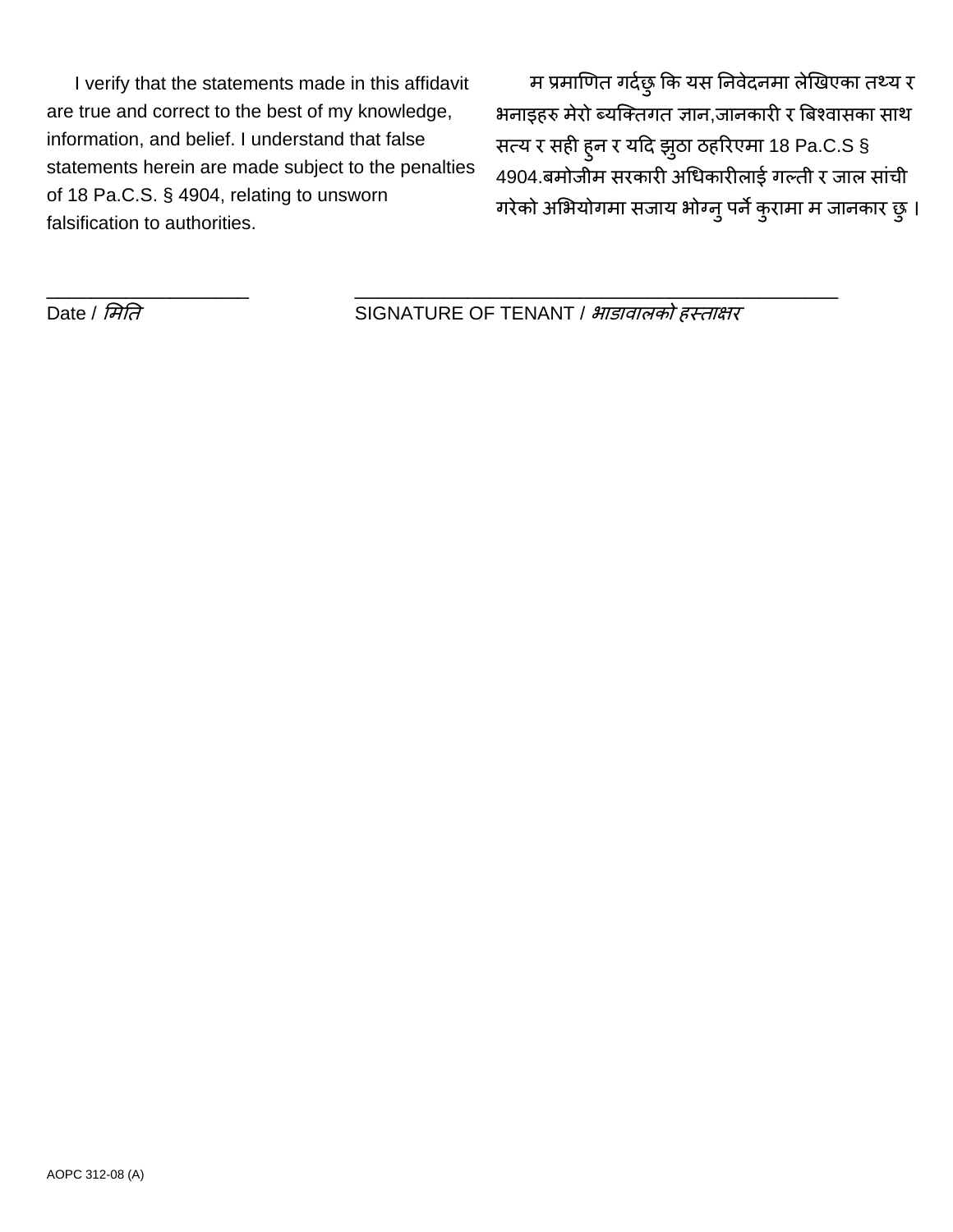I verify that the statements made in this affidavit are true and correct to the best of my knowledge, information, and belief. I understand that false statements herein are made subject to the penalties of 18 Pa.C.S. § 4904, relating to unsworn falsification to authorities.

म प्रमाणित गर्दछु कि यस निवेदनमा लेखिएका तथ्य र भनाइहरु मेरो ब्यक्तिगत ज्ञान,जानकारी र बिश्वासका साथ सत्य र सही हुन र यदि झुठा ठहरिएमा 18 Pa.C.S § 4904.बमोजीम सरकारी अधिकारीलाई गल्ती र जाल सांची गरेको अभियोगमा सजाय भोग्नु पर्ने कुरामा म जानकार छु ।

____________________ Date / *मिति*

______________________________________________ SIGNATURE OF TENANT / *भाडावालको हस्ताक्षर*

AOPC 312-08 (A)